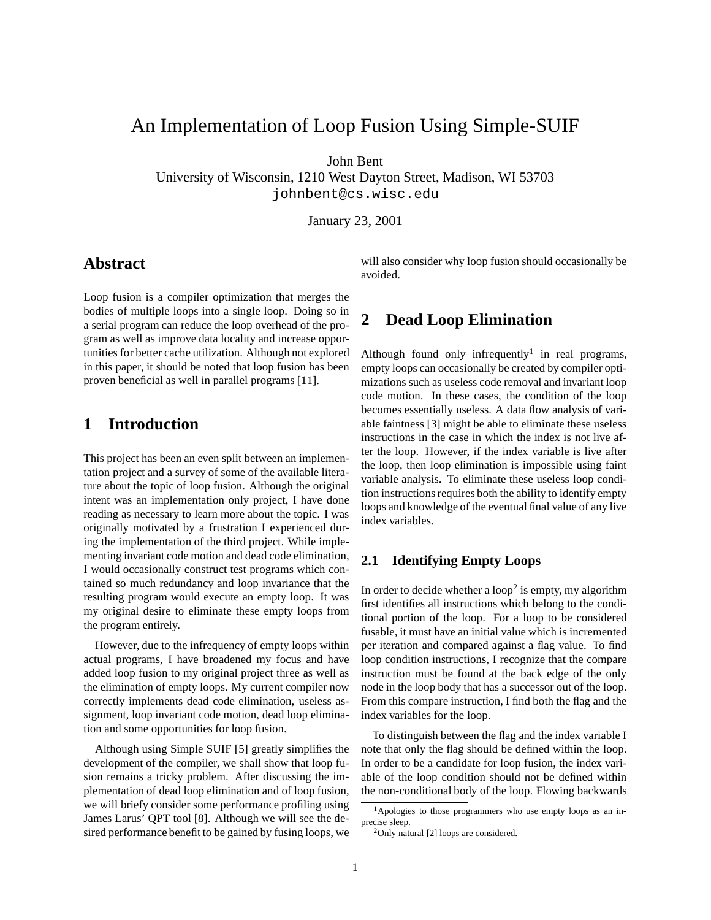# An Implementation of Loop Fusion Using Simple-SUIF

John Bent
University of Wisconsin, 1210 West Dayton Street, Madison, WI 53703
johnbent@cs.wisc.edu

January 23, 2001

## Abstract

Loop fusion is a compiler optimization that merges the bodies of multiple loops into a single loop. Doing so in a serial program can reduce the loop overhead of the program as well as improve data locality and increase opportunities for better cache utilization. Although not explored in this paper, it should be noted that loop fusion has been proven beneficial as well in parallel programs [11].

## 1 Introduction

This project has been an even split between an implementation project and a survey of some of the available literature about the topic of loop fusion. Although the original intent was an implementation only project, I have done reading as necessary to learn more about the topic. I was originally motivated by a frustration I experienced during the implementation of the third project. While implementing invariant code motion and dead code elimination, I would occasionally construct test programs which contained so much redundancy and loop invariance that the resulting program would execute an empty loop. It was my original desire to eliminate these empty loops from the program entirely.

However, due to the infrequency of empty loops within actual programs, I have broadened my focus and have added loop fusion to my original project three as well as the elimination of empty loops. My current compiler now correctly implements dead code elimination, useless assignment, loop invariant code motion, dead loop elimination and some opportunities for loop fusion.

Although using Simple SUIF [5] greatly simplifies the development of the compiler, we shall show that loop fusion remains a tricky problem. After discussing the implementation of dead loop elimination and of loop fusion, we will briefy consider some performance profiling using James Larus' QPT tool [8]. Although we will see the desired performance benefit to be gained by fusing loops, we will also consider why loop fusion should occasionally be avoided.

## 2 Dead Loop Elimination

Although found only infrequently[1] in real programs, empty loops can occasionally be created by compiler optimizations such as useless code removal and invariant loop code motion. In these cases, the condition of the loop becomes essentially useless. A data flow analysis of variable faintness [3] might be able to eliminate these useless instructions in the case in which the index is not live after the loop. However, if the index variable is live after the loop, then loop elimination is impossible using faint variable analysis. To eliminate these useless loop condition instructions requires both the ability to identify empty loops and knowledge of the eventual final value of any live index variables.

### 2.1 Identifying Empty Loops

In order to decide whether a loop[2] is empty, my algorithm first identifies all instructions which belong to the conditional portion of the loop. For a loop to be considered fusable, it must have an initial value which is incremented per iteration and compared against a flag value. To find loop condition instructions, I recognize that the compare instruction must be found at the back edge of the only node in the loop body that has a successor out of the loop. From this compare instruction, I find both the flag and the index variables for the loop.

To distinguish between the flag and the index variable I note that only the flag should be defined within the loop. In order to be a candidate for loop fusion, the index variable of the loop condition should not be defined within the non-conditional body of the loop. Flowing backwards

[1] Apologies to those programmers who use empty loops as an imprecise sleep.

[2] Only natural [2] loops are considered.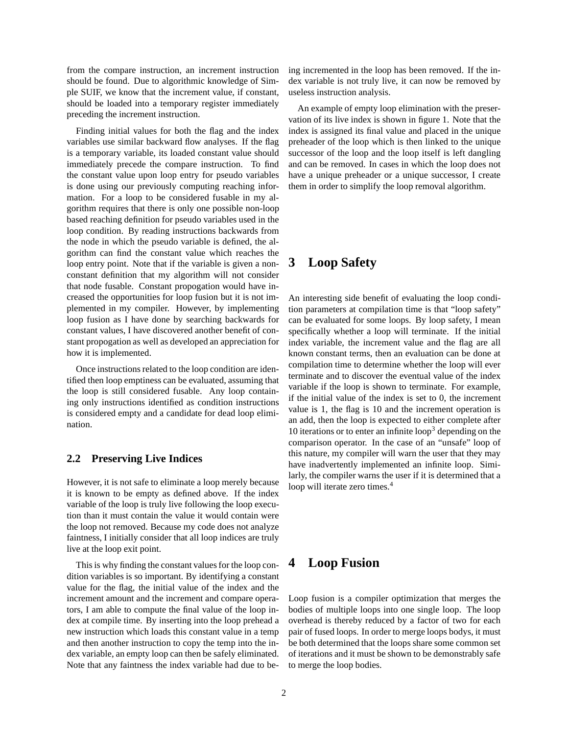from the compare instruction, an increment instruction should be found. Due to algorithmic knowledge of Simple SUIF, we know that the increment value, if constant, should be loaded into a temporary register immediately preceding the increment instruction.

Finding initial values for both the flag and the index variables use similar backward flow analyses. If the flag is a temporary variable, its loaded constant value should immediately precede the compare instruction. To find the constant value upon loop entry for pseudo variables is done using our previously computing reaching information. For a loop to be considered fusable in my algorithm requires that there is only one possible non-loop based reaching definition for pseudo variables used in the loop condition. By reading instructions backwards from the node in which the pseudo variable is defined, the algorithm can find the constant value which reaches the loop entry point. Note that if the variable is given a non-constant definition that my algorithm will not consider that node fusable. Constant propogation would have increased the opportunities for loop fusion but it is not implemented in my compiler. However, by implementing loop fusion as I have done by searching backwards for constant values, I have discovered another benefit of constant propogation as well as developed an appreciation for how it is implemented.

Once instructions related to the loop condition are identified then loop emptiness can be evaluated, assuming that the loop is still considered fusable. Any loop containing only instructions identified as condition instructions is considered empty and a candidate for dead loop elimination.

### 2.2 Preserving Live Indices

However, it is not safe to eliminate a loop merely because it is known to be empty as defined above. If the index variable of the loop is truly live following the loop execution than it must contain the value it would contain were the loop not removed. Because my code does not analyze faintness, I initially consider that all loop indices are truly live at the loop exit point.

This is why finding the constant values for the loop condition variables is so important. By identifying a constant value for the flag, the initial value of the index and the increment amount and the increment and compare operators, I am able to compute the final value of the loop index at compile time. By inserting into the loop prehead a new instruction which loads this constant value in a temp and then another instruction to copy the temp into the index variable, an empty loop can then be safely eliminated. Note that any faintness the index variable had due to being incremented in the loop has been removed. If the index variable is not truly live, it can now be removed by useless instruction analysis.

An example of empty loop elimination with the preservation of its live index is shown in figure 1. Note that the index is assigned its final value and placed in the unique preheader of the loop which is then linked to the unique successor of the loop and the loop itself is left dangling and can be removed. In cases in which the loop does not have a unique preheader or a unique successor, I create them in order to simplify the loop removal algorithm.

## 3 Loop Safety

An interesting side benefit of evaluating the loop condition parameters at compilation time is that "loop safety" can be evaluated for some loops. By loop safety, I mean specifically whether a loop will terminate. If the initial index variable, the increment value and the flag are all known constant terms, then an evaluation can be done at compilation time to determine whether the loop will ever terminate and to discover the eventual value of the index variable if the loop is shown to terminate. For example, if the initial value of the index is set to 0, the increment value is 1, the flag is 10 and the increment operation is an add, then the loop is expected to either complete after 10 iterations or to enter an infinite loop[3] depending on the comparison operator. In the case of an "unsafe" loop of this nature, my compiler will warn the user that they may have inadvertently implemented an infinite loop. Similarly, the compiler warns the user if it is determined that a loop will iterate zero times.[4]

## 4 Loop Fusion

Loop fusion is a compiler optimization that merges the bodies of multiple loops into one single loop. The loop overhead is thereby reduced by a factor of two for each pair of fused loops. In order to merge loops bodys, it must be both determined that the loops share some common set of iterations and it must be shown to be demonstrably safe to merge the loop bodies.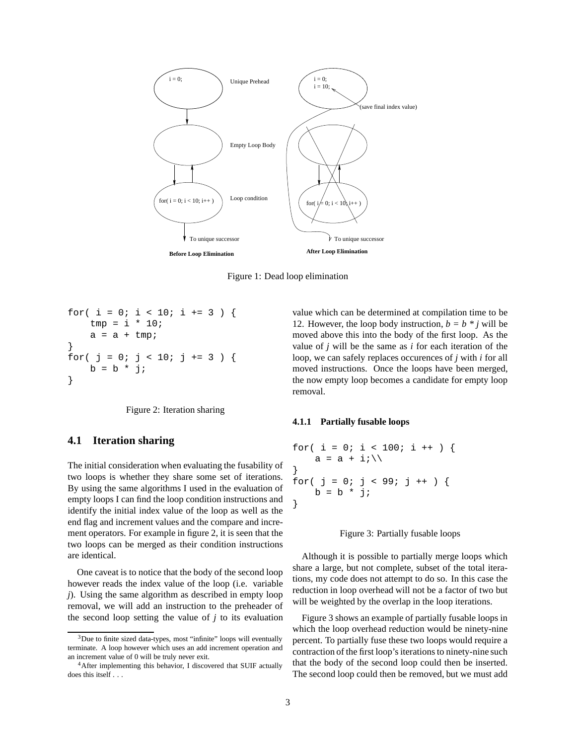Figure 1: Dead loop elimination

```
for( i = 0; i < 10; i += 3 ) {
    tmp = i * 10;
    a = a + tmp;
}
for( j = 0; j < 10; j += 3 ) {
    b = b * j;
}
```

Figure 2: Iteration sharing

## 4.1 Iteration sharing

The initial consideration when evaluating the fusability of two loops is whether they share some set of iterations. By using the same algorithms I used in the evaluation of empty loops I can find the loop condition instructions and identify the initial index value of the loop as well as the end flag and increment values and the compare and increment operators. For example in figure 2, it is seen that the two loops can be merged as their condition instructions are identical.

One caveat is to notice that the body of the second loop however reads the index value of the loop (i.e. variable *j*). Using the same algorithm as described in empty loop removal, we will add an instruction to the preheader of the second loop setting the value of *j* to its evaluation value which can be determined at compilation time to be 12. However, the loop body instruction, $b = b * j$ will be moved above this into the body of the first loop. As the value of *j* will be the same as *i* for each iteration of the loop, we can safely replaces occurences of *j* with *i* for all moved instructions. Once the loops have been merged, the now empty loop becomes a candidate for empty loop removal.

### 4.1.1 Partially fusable loops

```
for( i = 0; i < 100; i ++ ) {
    a = a + i;\\
}
for( j = 0; j < 99; j ++ ) {
    b = b * j;
}
```

Figure 3: Partially fusable loops

Although it is possible to partially merge loops which share a large, but not complete, subset of the total iterations, my code does not attempt to do so. In this case the reduction in loop overhead will not be a factor of two but will be weighted by the overlap in the loop iterations.

Figure 3 shows an example of partially fusable loops in which the loop overhead reduction would be ninety-nine percent. To partially fuse these two loops would require a contraction of the first loop's iterations to ninety-nine such that the body of the second loop could then be inserted. The second loop could then be removed, but we must add

[3] Due to finite sized data-types, most "infinite" loops will eventually terminate. A loop however which uses an add increment operation and an increment value of 0 will be truly never exit.

[4] After implementing this behavior, I discovered that SUIF actually does this itself . . .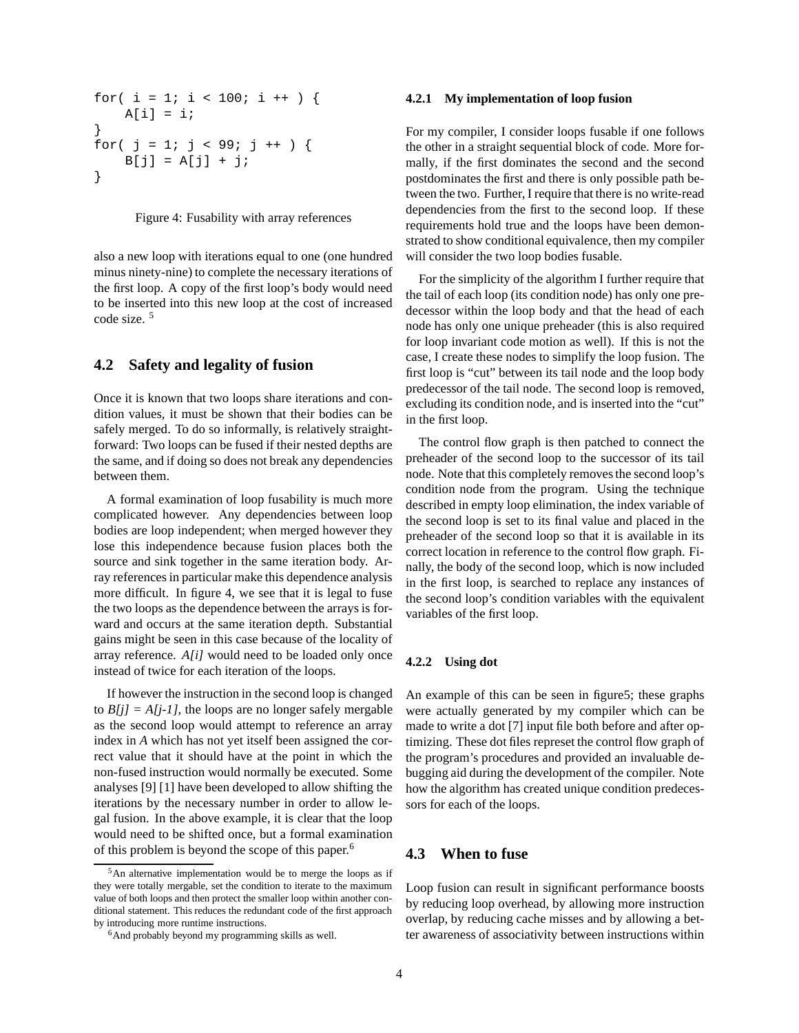```
for( i = 1; i < 100; i ++ ) {
    A[i] = i;
}
for( j = 1; j < 99; j ++ ) {
    B[j] = A[j] + j;
}
```

Figure 4: Fusability with array references

also a new loop with iterations equal to one (one hundred minus ninety-nine) to complete the necessary iterations of the first loop. A copy of the first loop's body would need to be inserted into this new loop at the cost of increased code size. [5]

## 4.2 Safety and legality of fusion

Once it is known that two loops share iterations and condition values, it must be shown that their bodies can be safely merged. To do so informally, is relatively straightforward: Two loops can be fused if their nested depths are the same, and if doing so does not break any dependencies between them.

A formal examination of loop fusability is much more complicated however. Any dependencies between loop bodies are loop independent; when merged however they lose this independence because fusion places both the source and sink together in the same iteration body. Array references in particular make this dependence analysis more difficult. In figure 4, we see that it is legal to fuse the two loops as the dependence between the arrays is forward and occurs at the same iteration depth. Substantial gains might be seen in this case because of the locality of array reference. *A[i]* would need to be loaded only once instead of twice for each iteration of the loops.

If however the instruction in the second loop is changed to *B[j] = A[j-1]*, the loops are no longer safely mergable as the second loop would attempt to reference an array index in *A* which has not yet itself been assigned the correct value that it should have at the point in which the non-fused instruction would normally be executed. Some analyses [9] [1] have been developed to allow shifting the iterations by the necessary number in order to allow legal fusion. In the above example, it is clear that the loop would need to be shifted once, but a formal examination of this problem is beyond the scope of this paper.[6]

[5] An alternative implementation would be to merge the loops as if they were totally mergable, set the condition to iterate to the maximum value of both loops and then protect the smaller loop within another conditional statement. This reduces the redundant code of the first approach by introducing more runtime instructions.

[6] And probably beyond my programming skills as well.

### 4.2.1 My implementation of loop fusion

For my compiler, I consider loops fusable if one follows the other in a straight sequential block of code. More formally, if the first dominates the second and the second postdominates the first and there is only possible path between the two. Further, I require that there is no write-read dependencies from the first to the second loop. If these requirements hold true and the loops have been demonstrated to show conditional equivalence, then my compiler will consider the two loop bodies fusable.

For the simplicity of the algorithm I further require that the tail of each loop (its condition node) has only one predecessor within the loop body and that the head of each node has only one unique preheader (this is also required for loop invariant code motion as well). If this is not the case, I create these nodes to simplify the loop fusion. The first loop is "cut" between its tail node and the loop body predecessor of the tail node. The second loop is removed, excluding its condition node, and is inserted into the "cut" in the first loop.

The control flow graph is then patched to connect the preheader of the second loop to the successor of its tail node. Note that this completely removes the second loop's condition node from the program. Using the technique described in empty loop elimination, the index variable of the second loop is set to its final value and placed in the preheader of the second loop so that it is available in its correct location in reference to the control flow graph. Finally, the body of the second loop, which is now included in the first loop, is searched to replace any instances of the second loop's condition variables with the equivalent variables of the first loop.

### 4.2.2 Using dot

An example of this can be seen in figure5; these graphs were actually generated by my compiler which can be made to write a dot [7] input file both before and after optimizing. These dot files represet the control flow graph of the program's procedures and provided an invaluable debugging aid during the development of the compiler. Note how the algorithm has created unique condition predecessors for each of the loops.

## 4.3 When to fuse

Loop fusion can result in significant performance boosts by reducing loop overhead, by allowing more instruction overlap, by reducing cache misses and by allowing a better awareness of associativity between instructions within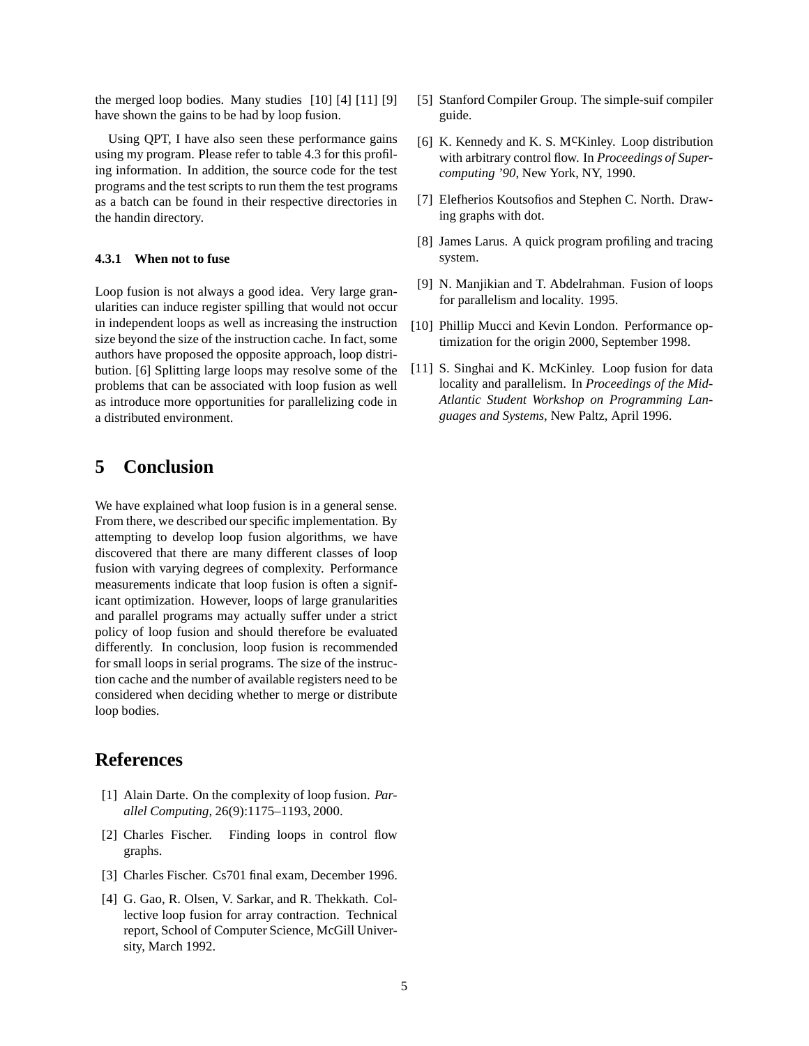the merged loop bodies. Many studies [10] [4] [11] [9] have shown the gains to be had by loop fusion.

Using QPT, I have also seen these performance gains using my program. Please refer to table 4.3 for this profiling information. In addition, the source code for the test programs and the test scripts to run them the test programs as a batch can be found in their respective directories in the handin directory.

#### 4.3.1 When not to fuse

Loop fusion is not always a good idea. Very large granularities can induce register spilling that would not occur in independent loops as well as increasing the instruction size beyond the size of the instruction cache. In fact, some authors have proposed the opposite approach, loop distribution. [6] Splitting large loops may resolve some of the problems that can be associated with loop fusion as well as introduce more opportunities for parallelizing code in a distributed environment.

## 5 Conclusion

We have explained what loop fusion is in a general sense. From there, we described our specific implementation. By attempting to develop loop fusion algorithms, we have discovered that there are many different classes of loop fusion with varying degrees of complexity. Performance measurements indicate that loop fusion is often a significant optimization. However, loops of large granularities and parallel programs may actually suffer under a strict policy of loop fusion and should therefore be evaluated differently. In conclusion, loop fusion is recommended for small loops in serial programs. The size of the instruction cache and the number of available registers need to be considered when deciding whether to merge or distribute loop bodies.

## References

[1] Alain Darte. On the complexity of loop fusion. *Parallel Computing*, 26(9):1175–1193, 2000.

[2] Charles Fischer. Finding loops in control flow graphs.

[3] Charles Fischer. Cs701 final exam, December 1996.

[4] G. Gao, R. Olsen, V. Sarkar, and R. Thekkath. Collective loop fusion for array contraction. Technical report, School of Computer Science, McGill University, March 1992.

[5] Stanford Compiler Group. The simple-suif compiler guide.

[6] K. Kennedy and K. S. McKinley. Loop distribution with arbitrary control flow. In *Proceedings of Supercomputing '90*, New York, NY, 1990.

[7] Elefherios Koutsofios and Stephen C. North. Drawing graphs with dot.

[8] James Larus. A quick program profiling and tracing system.

[9] N. Manjikian and T. Abdelrahman. Fusion of loops for parallelism and locality. 1995.

[10] Phillip Mucci and Kevin London. Performance optimization for the origin 2000, September 1998.

[11] S. Singhai and K. McKinley. Loop fusion for data locality and parallelism. In *Proceedings of the Mid-Atlantic Student Workshop on Programming Languages and Systems*, New Paltz, April 1996.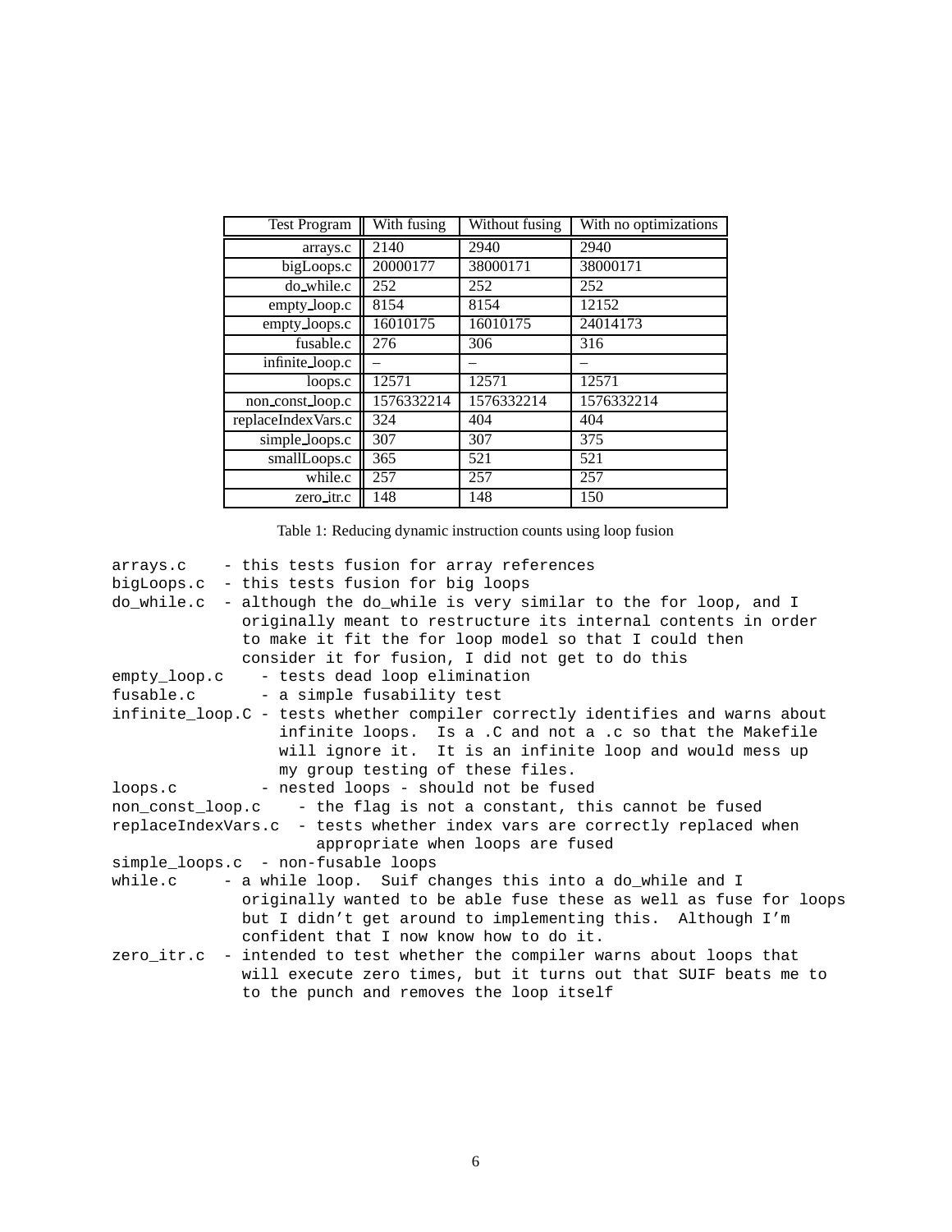| Test Program | With fusing | Without fusing | With no optimizations |
|---|---|---|---|
| arrays.c | 2140 | 2940 | 2940 |
| bigLoops.c | 20000177 | 38000171 | 38000171 |
| do_while.c | 252 | 252 | 252 |
| empty_loop.c | 8154 | 8154 | 12152 |
| empty_loops.c | 16010175 | 16010175 | 24014173 |
| fusable.c | 276 | 306 | 316 |
| infinite_loop.c | – | – | – |
| loops.c | 12571 | 12571 | 12571 |
| non_const_loop.c | 1576332214 | 1576332214 | 1576332214 |
| replaceIndexVars.c | 324 | 404 | 404 |
| simple_loops.c | 307 | 307 | 375 |
| smallLoops.c | 365 | 521 | 521 |
| while.c | 257 | 257 | 257 |
| zero_itr.c | 148 | 148 | 150 |

Table 1: Reducing dynamic instruction counts using loop fusion

```
arrays.c    - this tests fusion for array references
bigLoops.c  - this tests fusion for big loops
do_while.c  - although the do_while is very similar to the for loop, and I
              originally meant to restructure its internal contents in order
              to make it fit the for loop model so that I could then
              consider it for fusion, I did not get to do this
empty_loop.c    - tests dead loop elimination
fusable.c       - a simple fusability test
infinite_loop.C - tests whether compiler correctly identifies and warns about
                  infinite loops.  Is a .C and not a .c so that the Makefile
                  will ignore it.  It is an infinite loop and would mess up
                  my group testing of these files.
loops.c         - nested loops - should not be fused
non_const_loop.c    - the flag is not a constant, this cannot be fused
replaceIndexVars.c  - tests whether index vars are correctly replaced when
                      appropriate when loops are fused
simple_loops.c  - non-fusable loops
while.c     - a while loop.  Suif changes this into a do_while and I
              originally wanted to be able fuse these as well as fuse for loops
              but I didn't get around to implementing this.  Although I'm
              confident that I now know how to do it.
zero_itr.c  - intended to test whether the compiler warns about loops that
              will execute zero times, but it turns out that SUIF beats me to
              to the punch and removes the loop itself
```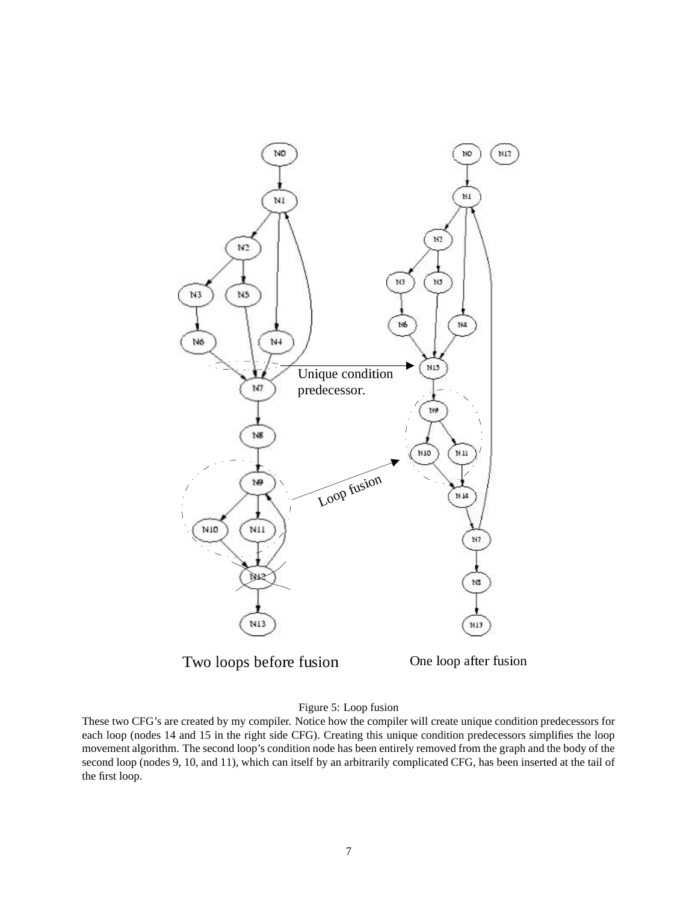Unique condition predecessor.

Loop fusion

Two loops before fusion

One loop after fusion

Figure 5: Loop fusion

These two CFG's are created by my compiler. Notice how the compiler will create unique condition predecessors for each loop (nodes 14 and 15 in the right side CFG). Creating this unique condition predecessors simplifies the loop movement algorithm. The second loop's condition node has been entirely removed from the graph and the body of the second loop (nodes 9, 10, and 11), which can itself by an arbitrarily complicated CFG, has been inserted at the tail of the first loop.